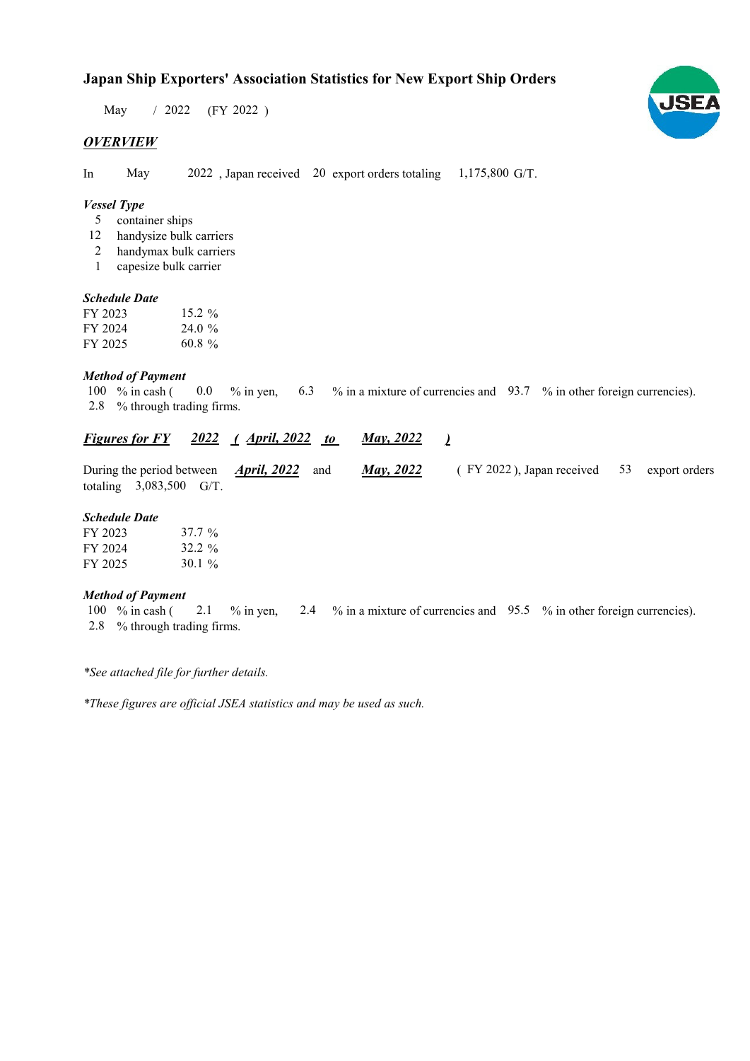# Japan Ship Exporters' Association Statistics for New Export Ship Orders

May / 2022 (FY 2022 )

## *OVERVIEW*

In May 2022 , Japan received 20 export orders totaling 1,175,800 G/T.

### *Vessel Type*

5 container ships
12 handysize bulk carriers
2 handymax bulk carriers
1 capesize bulk carrier

### *Schedule Date*

| | |
|---|---|
| FY 2023 | 15.2 % |
| FY 2024 | 24.0 % |
| FY 2025 | 60.8 % |

### *Method of Payment*

100 % in cash ( 0.0 % in yen, 6.3 % in a mixture of currencies and 93.7 % in other foreign currencies).
2.8 % through trading firms.

## *Figures for FY 2022 ( April, 2022 to May, 2022 )*

During the period between *April, 2022* and *May, 2022* ( FY 2022 ), Japan received 53 export orders totaling 3,083,500 G/T.

### *Schedule Date*

| | |
|---|---|
| FY 2023 | 37.7 % |
| FY 2024 | 32.2 % |
| FY 2025 | 30.1 % |

### *Method of Payment*

100 % in cash ( 2.1 % in yen, 2.4 % in a mixture of currencies and 95.5 % in other foreign currencies).
2.8 % through trading firms.

*\*See attached file for further details.*

*\*These figures are official JSEA statistics and may be used as such.*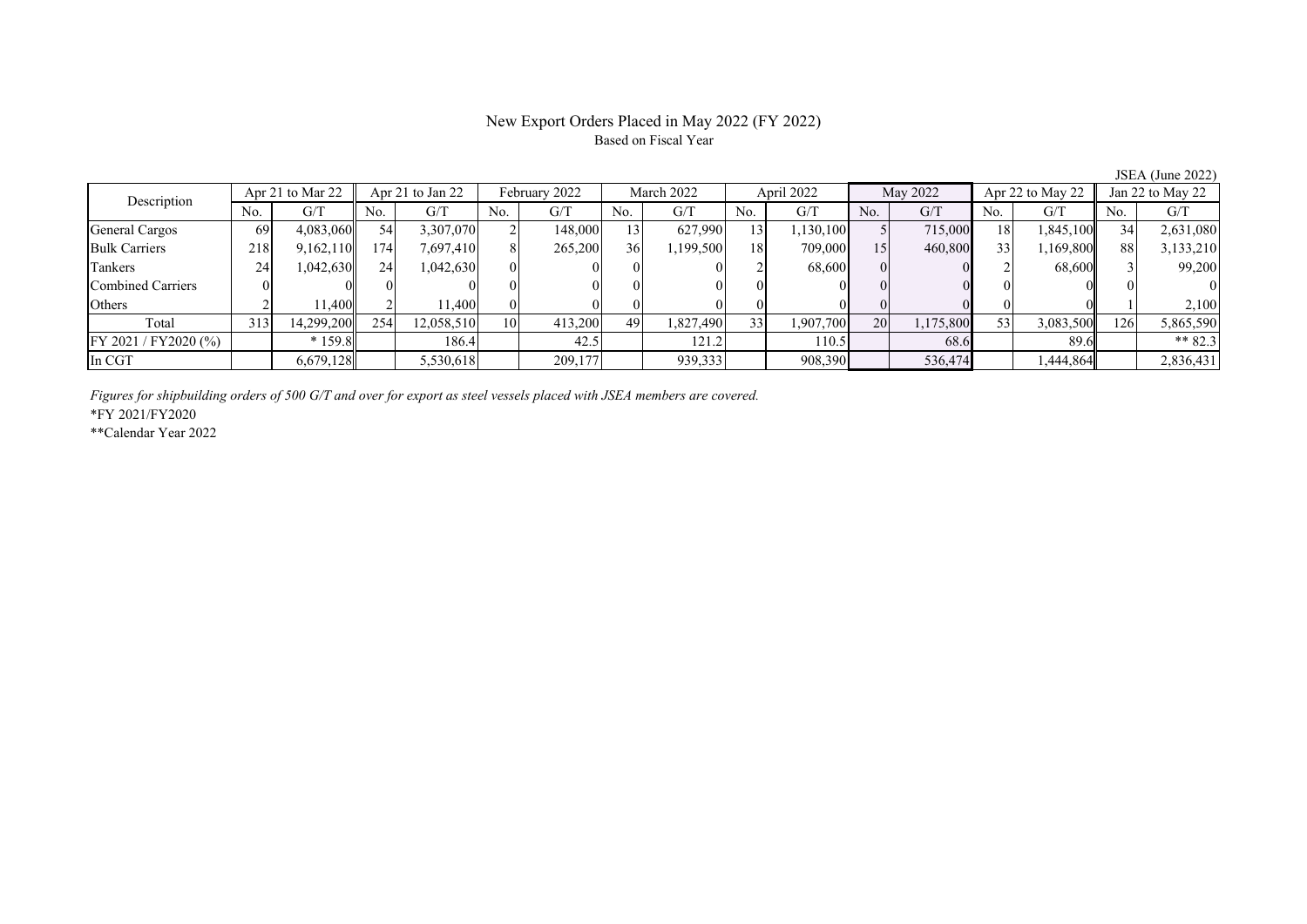# New Export Orders Placed in May 2022 (FY 2022)

Based on Fiscal Year

JSEA (June 2022)

| Description | Apr 21 to Mar 22 | | Apr 21 to Jan 22 | | February 2022 | | March 2022 | | April 2022 | | May 2022 | | Apr 22 to May 22 | | Jan 22 to May 22 | |
|---|---|---|---|---|---|---|---|---|---|---|---|---|---|---|---|---|
| | No. | G/T | No. | G/T | No. | G/T | No. | G/T | No. | G/T | No. | G/T | No. | G/T | No. | G/T |
| General Cargos | 69 | 4,083,060 | 54 | 3,307,070 | 2 | 148,000 | 13 | 627,990 | 13 | 1,130,100 | 5 | 715,000 | 18 | 1,845,100 | 34 | 2,631,080 |
| Bulk Carriers | 218 | 9,162,110 | 174 | 7,697,410 | 8 | 265,200 | 36 | 1,199,500 | 18 | 709,000 | 15 | 460,800 | 33 | 1,169,800 | 88 | 3,133,210 |
| Tankers | 24 | 1,042,630 | 24 | 1,042,630 | 0 | 0 | 0 | 0 | 2 | 68,600 | 0 | 0 | 2 | 68,600 | 3 | 99,200 |
| Combined Carriers | 0 | 0 | 0 | 0 | 0 | 0 | 0 | 0 | 0 | 0 | 0 | 0 | 0 | 0 | 0 | 0 |
| Others | 2 | 11,400 | 2 | 11,400 | 0 | 0 | 0 | 0 | 0 | 0 | 0 | 0 | 0 | 0 | 1 | 2,100 |
| Total | 313 | 14,299,200 | 254 | 12,058,510 | 10 | 413,200 | 49 | 1,827,490 | 33 | 1,907,700 | 20 | 1,175,800 | 53 | 3,083,500 | 126 | 5,865,590 |
| FY 2021 / FY2020 (%) | | * 159.8 | | 186.4 | | 42.5 | | 121.2 | | 110.5 | | 68.6 | | 89.6 | | ** 82.3 |
| In CGT | | 6,679,128 | | 5,530,618 | | 209,177 | | 939,333 | | 908,390 | | 536,474 | | 1,444,864 | | 2,836,431 |

*Figures for shipbuilding orders of 500 G/T and over for export as steel vessels placed with JSEA members are covered.*

*FY 2021/FY2020

**Calendar Year 2022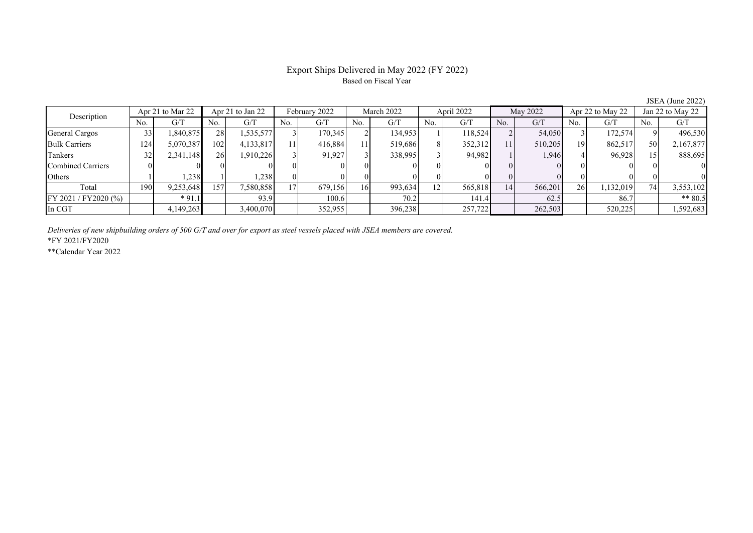# Export Ships Delivered in May 2022 (FY 2022)

Based on Fiscal Year

JSEA (June 2022)

| Description | Apr 21 to Mar 22 | | Apr 21 to Jan 22 | | February 2022 | | March 2022 | | April 2022 | | May 2022 | | Apr 22 to May 22 | | Jan 22 to May 22 | |
|---|---|---|---|---|---|---|---|---|---|---|---|---|---|---|---|---|
| | No. | G/T | No. | G/T | No. | G/T | No. | G/T | No. | G/T | No. | G/T | No. | G/T | No. | G/T |
| General Cargos | 33 | 1,840,875 | 28 | 1,535,577 | 3 | 170,345 | 2 | 134,953 | 1 | 118,524 | 2 | 54,050 | 3 | 172,574 | 9 | 496,530 |
| Bulk Carriers | 124 | 5,070,387 | 102 | 4,133,817 | 11 | 416,884 | 11 | 519,686 | 8 | 352,312 | 11 | 510,205 | 19 | 862,517 | 50 | 2,167,877 |
| Tankers | 32 | 2,341,148 | 26 | 1,910,226 | 3 | 91,927 | 3 | 338,995 | 3 | 94,982 | 1 | 1,946 | 4 | 96,928 | 15 | 888,695 |
| Combined Carriers | 0 | 0 | 0 | 0 | 0 | 0 | 0 | 0 | 0 | 0 | 0 | 0 | 0 | 0 | 0 | 0 |
| Others | 1 | 1,238 | 1 | 1,238 | 0 | 0 | 0 | 0 | 0 | 0 | 0 | 0 | 0 | 0 | 0 | 0 |
| Total | 190 | 9,253,648 | 157 | 7,580,858 | 17 | 679,156 | 16 | 993,634 | 12 | 565,818 | 14 | 566,201 | 26 | 1,132,019 | 74 | 3,553,102 |
| FY 2021 / FY2020 (%) | | * 91.1 | | 93.9 | | 100.6 | | 70.2 | | 141.4 | | 62.5 | | 86.7 | | ** 80.5 |
| In CGT | | 4,149,263 | | 3,400,070 | | 352,955 | | 396,238 | | 257,722 | | 262,503 | | 520,225 | | 1,592,683 |

*Deliveries of new shipbuilding orders of 500 G/T and over for export as steel vessels placed with JSEA members are covered.*

*FY 2021/FY2020

**Calendar Year 2022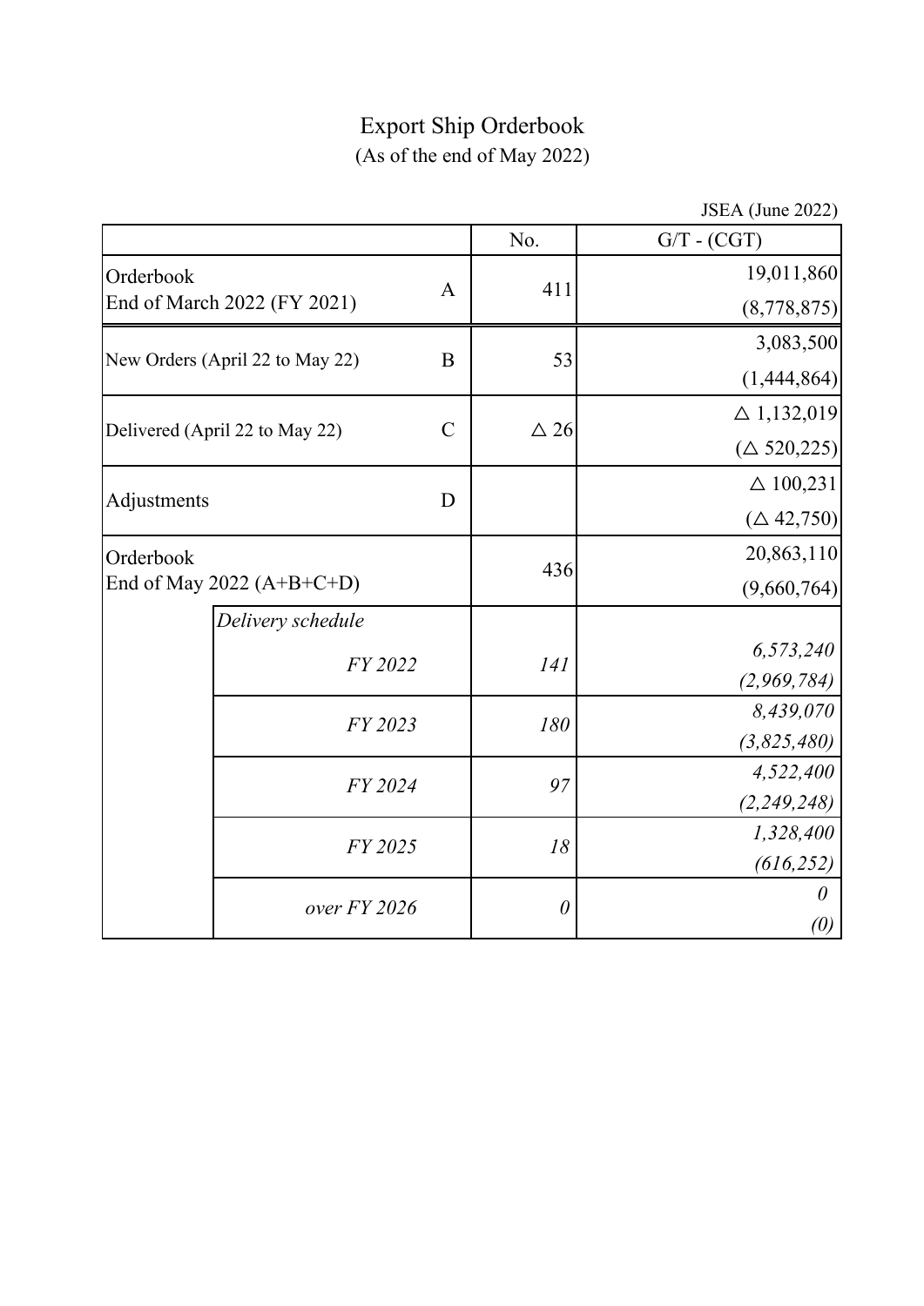# Export Ship Orderbook

(As of the end of May 2022)

JSEA (June 2022)

| | | | No. | G/T - (CGT) |
|---|---|---|---|---|
| Orderbook<br>End of March 2022 (FY 2021) | | A | 411 | 19,011,860<br>(8,778,875) |
| New Orders (April 22 to May 22) | | B | 53 | 3,083,500<br>(1,444,864) |
| Delivered (April 22 to May 22) | | C | △ 26 | △ 1,132,019<br>(△ 520,225) |
| Adjustments | | D | | △ 100,231<br>(△ 42,750) |
| Orderbook<br>End of May 2022 (A+B+C+D) | | | 436 | 20,863,110<br>(9,660,764) |
| | *Delivery schedule*<br>*FY 2022* | | *141* | *6,573,240*<br>*(2,969,784)* |
| | *FY 2023* | | *180* | *8,439,070*<br>*(3,825,480)* |
| | *FY 2024* | | *97* | *4,522,400*<br>*(2,249,248)* |
| | *FY 2025* | | *18* | *1,328,400*<br>*(616,252)* |
| | *over FY 2026* | | *0* | *0*<br>*(0)* |